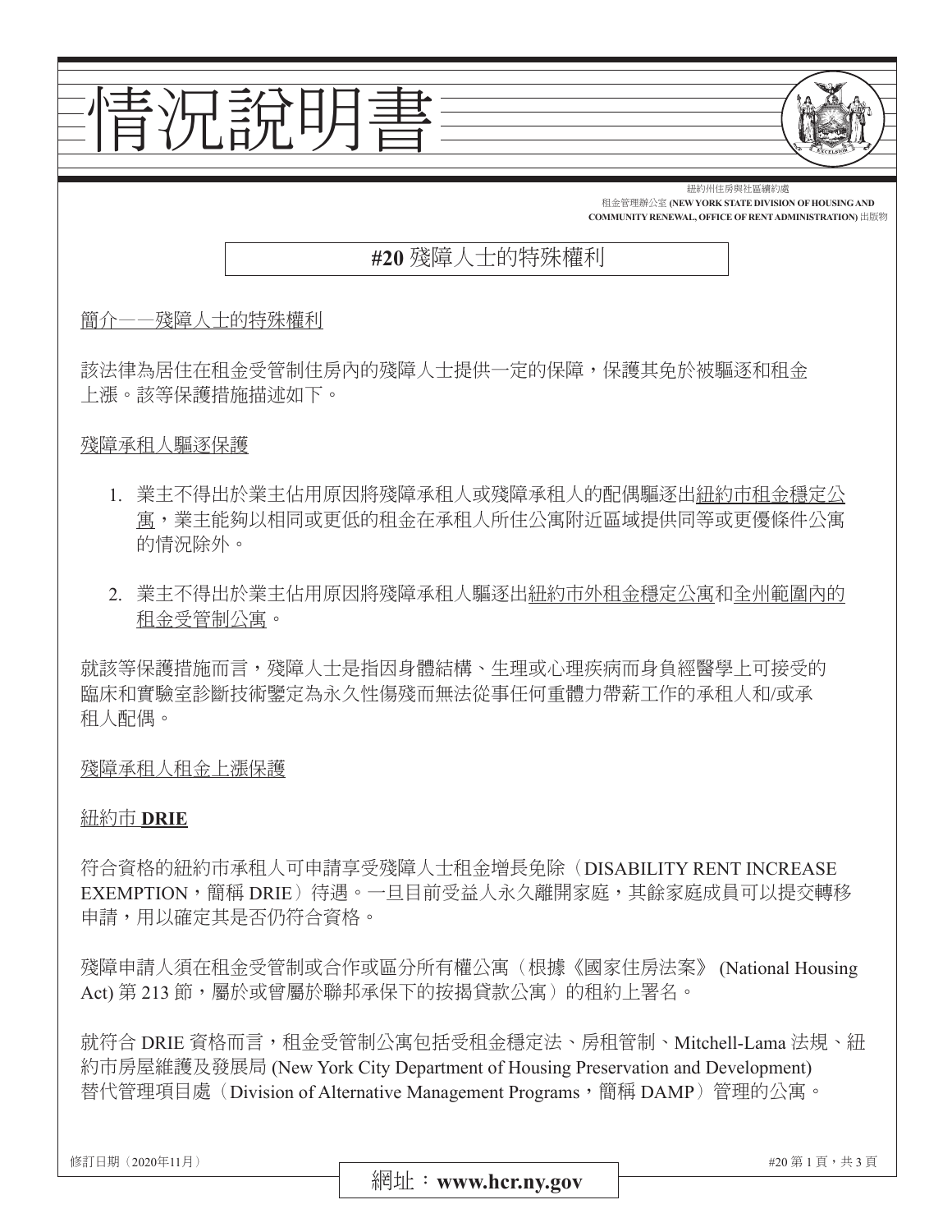# 情況說明書

紐約州住房與社區續約處
租金管理辦公室 **(NEW YORK STATE DIVISION OF HOUSING AND COMMUNITY RENEWAL, OFFICE OF RENT ADMINISTRATION)** 出版物

## **#20** 殘障人士的特殊權利

<u>簡介——殘障人士的特殊權利</u>

該法律為居住在租金受管制住房內的殘障人士提供一定的保障，保護其免於被驅逐和租金上漲。該等保護措施描述如下。

<u>殘障承租人驅逐保護</u>

1. 業主不得出於業主佔用原因將殘障承租人或殘障承租人的配偶驅逐出<u>紐約市租金穩定公寓</u>，業主能夠以相同或更低的租金在承租人所住公寓附近區域提供同等或更優條件公寓的情況除外。

2. 業主不得出於業主佔用原因將殘障承租人驅逐出<u>紐約市外租金穩定公寓</u>和<u>全州範圍內的租金受管制公寓</u>。

就該等保護措施而言，殘障人士是指因身體結構、生理或心理疾病而身負經醫學上可接受的臨床和實驗室診斷技術鑒定為永久性傷殘而無法從事任何重體力帶薪工作的承租人和/或承租人配偶。

<u>殘障承租人租金上漲保護</u>

<u>紐約市 **DRIE**</u>

符合資格的紐約市承租人可申請享受殘障人士租金增長免除（DISABILITY RENT INCREASE EXEMPTION，簡稱 DRIE）待遇。一旦目前受益人永久離開家庭，其餘家庭成員可以提交轉移申請，用以確定其是否仍符合資格。

殘障申請人須在租金受管制或合作或區分所有權公寓（根據《國家住房法案》 (National Housing Act) 第 213 節，屬於或曾屬於聯邦承保下的按揭貸款公寓）的租約上署名。

就符合 DRIE 資格而言，租金受管制公寓包括受租金穩定法、房租管制、Mitchell-Lama 法規、紐約市房屋維護及發展局 (New York City Department of Housing Preservation and Development) 替代管理項目處（Division of Alternative Management Programs，簡稱 DAMP）管理的公寓。

修訂日期（2020年11月）

網址：**www.hcr.ny.gov**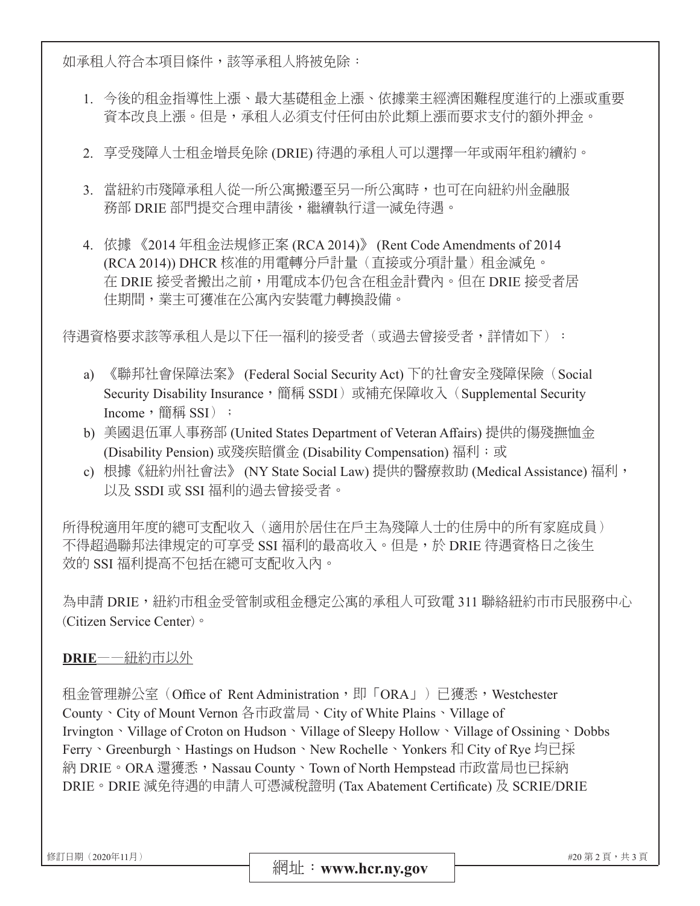如承租人符合本項目條件，該等承租人將被免除：

1. 今後的租金指導性上漲、最大基礎租金上漲、依據業主經濟困難程度進行的上漲或重要資本改良上漲。但是，承租人必須支付任何由於此類上漲而要求支付的額外押金。

2. 享受殘障人士租金增長免除 (DRIE) 待遇的承租人可以選擇一年或兩年租約續約。

3. 當紐約市殘障承租人從一所公寓搬遷至另一所公寓時，也可在向紐約州金融服務部 DRIE 部門提交合理申請後，繼續執行這一減免待遇。

4. 依據《2014 年租金法規修正案 (RCA 2014)》 (Rent Code Amendments of 2014 (RCA 2014)) DHCR 核准的用電轉分戶計量（直接或分項計量）租金減免。在 DRIE 接受者搬出之前，用電成本仍包含在租金計費內。但在 DRIE 接受者居住期間，業主可獲准在公寓內安裝電力轉換設備。

待遇資格要求該等承租人是以下任一福利的接受者（或過去曾接受者，詳情如下）：

a) 《聯邦社會保障法案》 (Federal Social Security Act) 下的社會安全殘障保險（Social Security Disability Insurance，簡稱 SSDI）或補充保障收入（Supplemental Security Income，簡稱 SSI）；
b) 美國退伍軍人事務部 (United States Department of Veteran Affairs) 提供的傷殘撫恤金 (Disability Pension) 或殘疾賠償金 (Disability Compensation) 福利；或
c) 根據《紐約州社會法》 (NY State Social Law) 提供的醫療救助 (Medical Assistance) 福利，以及 SSDI 或 SSI 福利的過去曾接受者。

所得稅適用年度的總可支配收入（適用於居住在戶主為殘障人士的住房中的所有家庭成員）不得超過聯邦法律規定的可享受 SSI 福利的最高收入。但是，於 DRIE 待遇資格日之後生效的 SSI 福利提高不包括在總可支配收入內。

為申請 DRIE，紐約市租金受管制或租金穩定公寓的承租人可致電 311 聯絡紐約市市民服務中心 (Citizen Service Center)。

**DRIE**——紐約市以外

租金管理辦公室（Office of Rent Administration，即「ORA」）已獲悉，Westchester County、City of Mount Vernon 各市政當局、City of White Plains、Village of Irvington、Village of Croton on Hudson、Village of Sleepy Hollow、Village of Ossining、Dobbs Ferry、Greenburgh、Hastings on Hudson、New Rochelle、Yonkers 和 City of Rye 均已採納 DRIE。ORA 還獲悉，Nassau County、Town of North Hempstead 市政當局也已採納 DRIE。DRIE 減免待遇的申請人可憑減稅證明 (Tax Abatement Certificate) 及 SCRIE/DRIE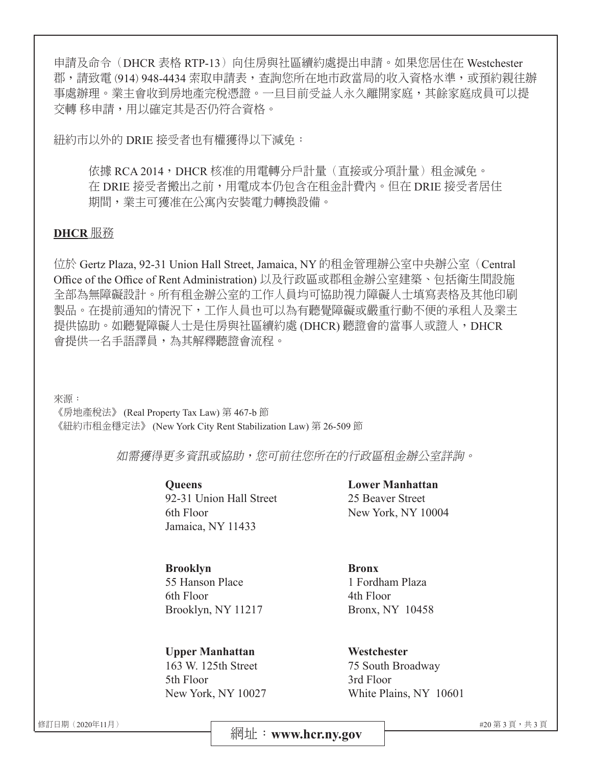申請及命令（DHCR 表格 RTP-13）向住房與社區續約處提出申請。如果您居住在 Westchester 郡，請致電 (914) 948-4434 索取申請表，查詢您所在地市政當局的收入資格水準，或預約親往辦事處辦理。業主會收到房地產完稅憑證。一旦目前受益人永久離開家庭，其餘家庭成員可以提交轉 移申請，用以確定其是否仍符合資格。

紐約市以外的 DRIE 接受者也有權獲得以下減免：

> 依據 RCA 2014，DHCR 核准的用電轉分戶計量（直接或分項計量）租金減免。在 DRIE 接受者搬出之前，用電成本仍包含在租金計費內。但在 DRIE 接受者居住期間，業主可獲准在公寓內安裝電力轉換設備。

## **DHCR** 服務

位於 Gertz Plaza, 92-31 Union Hall Street, Jamaica, NY 的租金管理辦公室中央辦公室（Central Office of the Office of Rent Administration) 以及行政區或郡租金辦公室建築、包括衛生間設施全部為無障礙設計。所有租金辦公室的工作人員均可協助視力障礙人士填寫表格及其他印刷製品。在提前通知的情況下，工作人員也可以為有聽覺障礙或嚴重行動不便的承租人及業主提供協助。如聽覺障礙人士是住房與社區續約處 (DHCR) 聽證會的當事人或證人，DHCR 會提供一名手語譯員，為其解釋聽證會流程。

來源：
《房地產稅法》 (Real Property Tax Law) 第 467-b 節
《紐約市租金穩定法》 (New York City Rent Stabilization Law) 第 26-509 節

*如需獲得更多資訊或協助，您可前往您所在的行政區租金辦公室詳詢。*

**Queens**
92-31 Union Hall Street
6th Floor
Jamaica, NY 11433

**Lower Manhattan**
25 Beaver Street
New York, NY 10004

**Brooklyn**
55 Hanson Place
6th Floor
Brooklyn, NY 11217

**Bronx**
1 Fordham Plaza
4th Floor
Bronx, NY 10458

**Upper Manhattan**
163 W. 125th Street
5th Floor
New York, NY 10027

**Westchester**
75 South Broadway
3rd Floor
White Plains, NY 10601

修訂日期（2020年11月）

網址：**www.hcr.ny.gov**